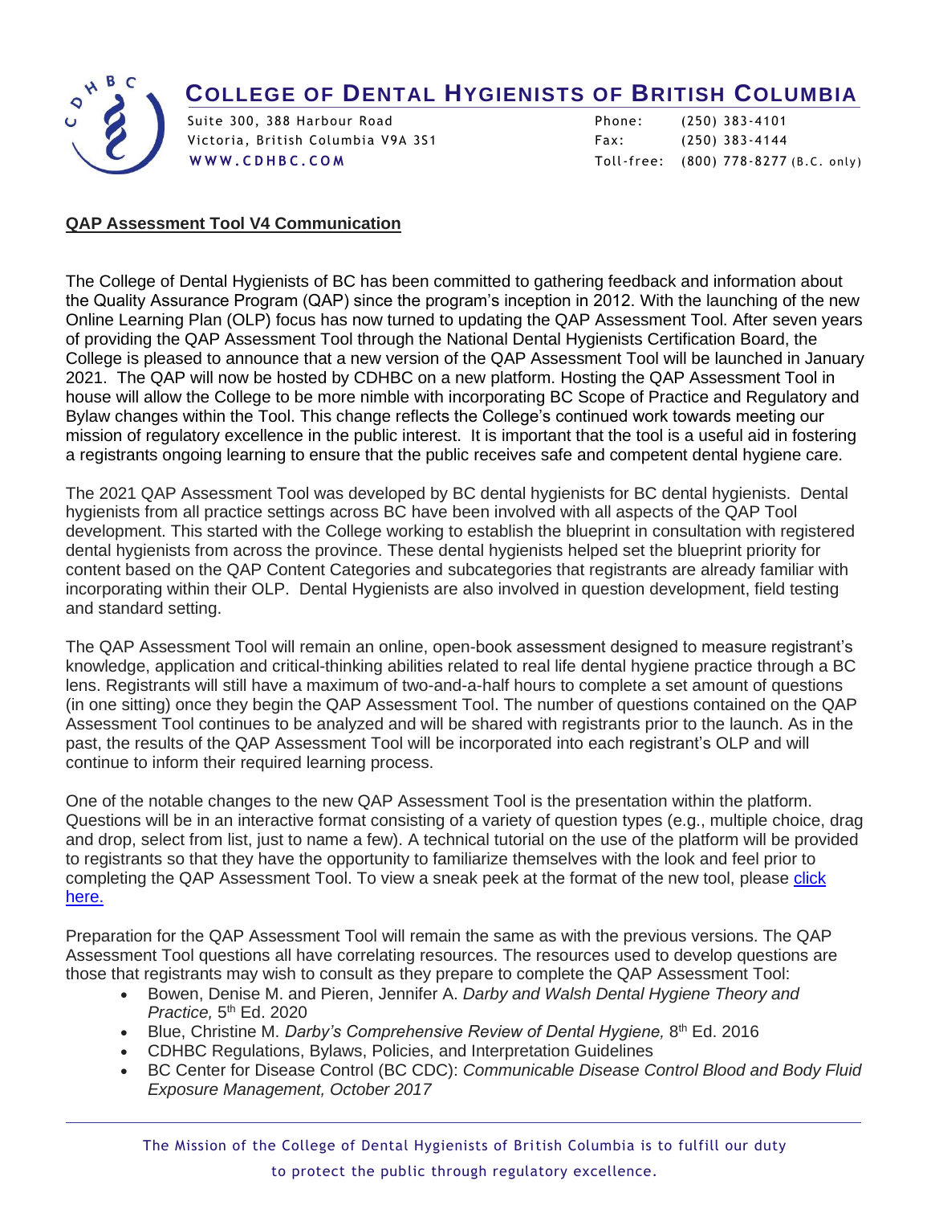# COLLEGE OF DENTAL HYGIENISTS OF BRITISH COLUMBIA

Suite 300, 388 Harbour Road
Victoria, British Columbia V9A 3S1
WWW.CDHBC.COM

Phone: (250) 383-4101
Fax: (250) 383-4144
Toll-free: (800) 778-8277 (B.C. only)

## QAP Assessment Tool V4 Communication

The College of Dental Hygienists of BC has been committed to gathering feedback and information about the Quality Assurance Program (QAP) since the program's inception in 2012. With the launching of the new Online Learning Plan (OLP) focus has now turned to updating the QAP Assessment Tool. After seven years of providing the QAP Assessment Tool through the National Dental Hygienists Certification Board, the College is pleased to announce that a new version of the QAP Assessment Tool will be launched in January 2021. The QAP will now be hosted by CDHBC on a new platform. Hosting the QAP Assessment Tool in house will allow the College to be more nimble with incorporating BC Scope of Practice and Regulatory and Bylaw changes within the Tool. This change reflects the College's continued work towards meeting our mission of regulatory excellence in the public interest. It is important that the tool is a useful aid in fostering a registrants ongoing learning to ensure that the public receives safe and competent dental hygiene care.

The 2021 QAP Assessment Tool was developed by BC dental hygienists for BC dental hygienists. Dental hygienists from all practice settings across BC have been involved with all aspects of the QAP Tool development. This started with the College working to establish the blueprint in consultation with registered dental hygienists from across the province. These dental hygienists helped set the blueprint priority for content based on the QAP Content Categories and subcategories that registrants are already familiar with incorporating within their OLP. Dental Hygienists are also involved in question development, field testing and standard setting.

The QAP Assessment Tool will remain an online, open-book assessment designed to measure registrant's knowledge, application and critical-thinking abilities related to real life dental hygiene practice through a BC lens. Registrants will still have a maximum of two-and-a-half hours to complete a set amount of questions (in one sitting) once they begin the QAP Assessment Tool. The number of questions contained on the QAP Assessment Tool continues to be analyzed and will be shared with registrants prior to the launch. As in the past, the results of the QAP Assessment Tool will be incorporated into each registrant's OLP and will continue to inform their required learning process.

One of the notable changes to the new QAP Assessment Tool is the presentation within the platform. Questions will be in an interactive format consisting of a variety of question types (e.g., multiple choice, drag and drop, select from list, just to name a few). A technical tutorial on the use of the platform will be provided to registrants so that they have the opportunity to familiarize themselves with the look and feel prior to completing the QAP Assessment Tool. To view a sneak peek at the format of the new tool, please click here.

Preparation for the QAP Assessment Tool will remain the same as with the previous versions. The QAP Assessment Tool questions all have correlating resources. The resources used to develop questions are those that registrants may wish to consult as they prepare to complete the QAP Assessment Tool:

- Bowen, Denise M. and Pieren, Jennifer A. *Darby and Walsh Dental Hygiene Theory and Practice,* 5th Ed. 2020
- Blue, Christine M. *Darby's Comprehensive Review of Dental Hygiene,* 8th Ed. 2016
- CDHBC Regulations, Bylaws, Policies, and Interpretation Guidelines
- BC Center for Disease Control (BC CDC): *Communicable Disease Control Blood and Body Fluid Exposure Management, October 2017*

The Mission of the College of Dental Hygienists of British Columbia is to fulfill our duty to protect the public through regulatory excellence.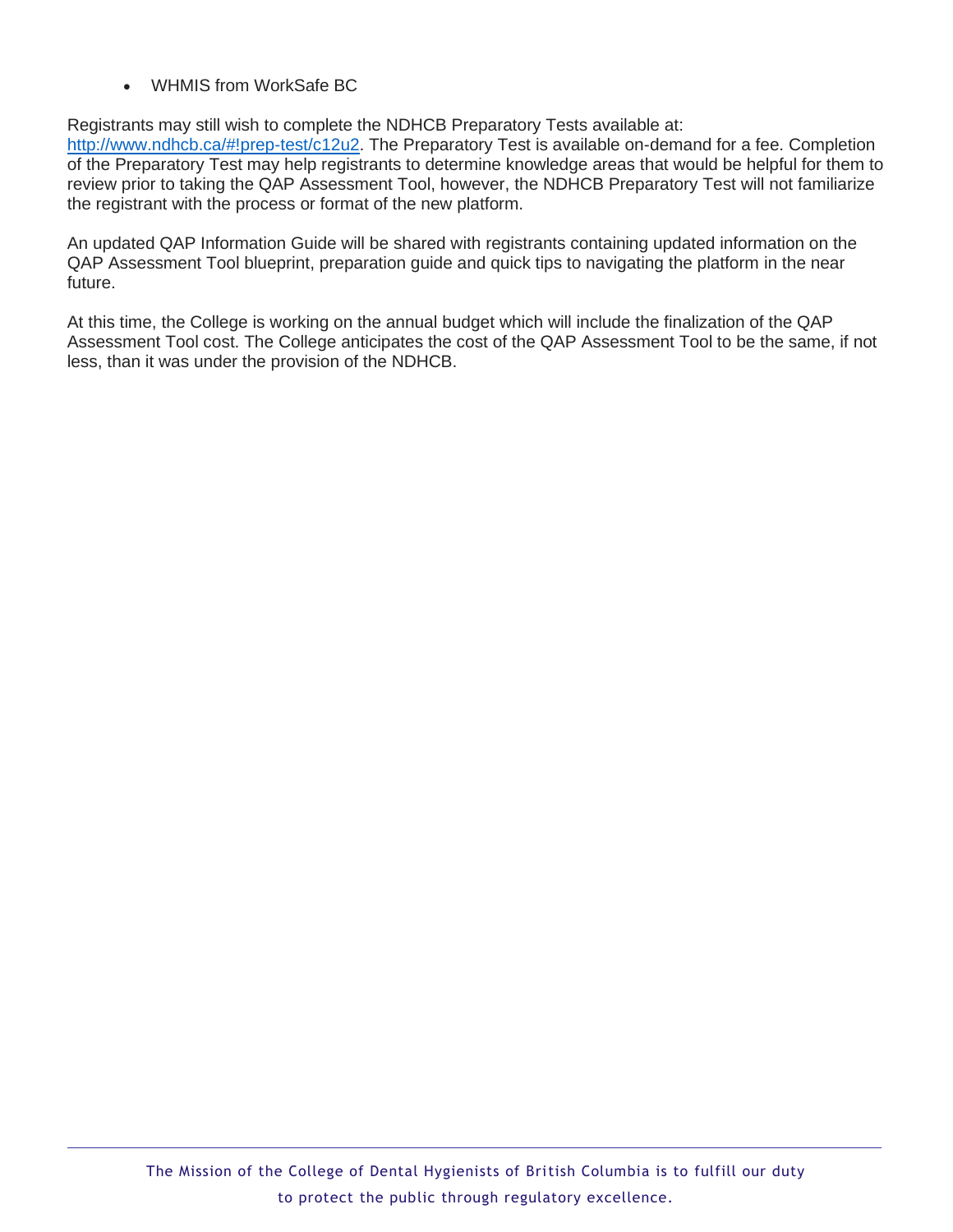- WHMIS from WorkSafe BC

Registrants may still wish to complete the NDHCB Preparatory Tests available at: http://www.ndhcb.ca/#!prep-test/c12u2. The Preparatory Test is available on-demand for a fee. Completion of the Preparatory Test may help registrants to determine knowledge areas that would be helpful for them to review prior to taking the QAP Assessment Tool, however, the NDHCB Preparatory Test will not familiarize the registrant with the process or format of the new platform.

An updated QAP Information Guide will be shared with registrants containing updated information on the QAP Assessment Tool blueprint, preparation guide and quick tips to navigating the platform in the near future.

At this time, the College is working on the annual budget which will include the finalization of the QAP Assessment Tool cost. The College anticipates the cost of the QAP Assessment Tool to be the same, if not less, than it was under the provision of the NDHCB.